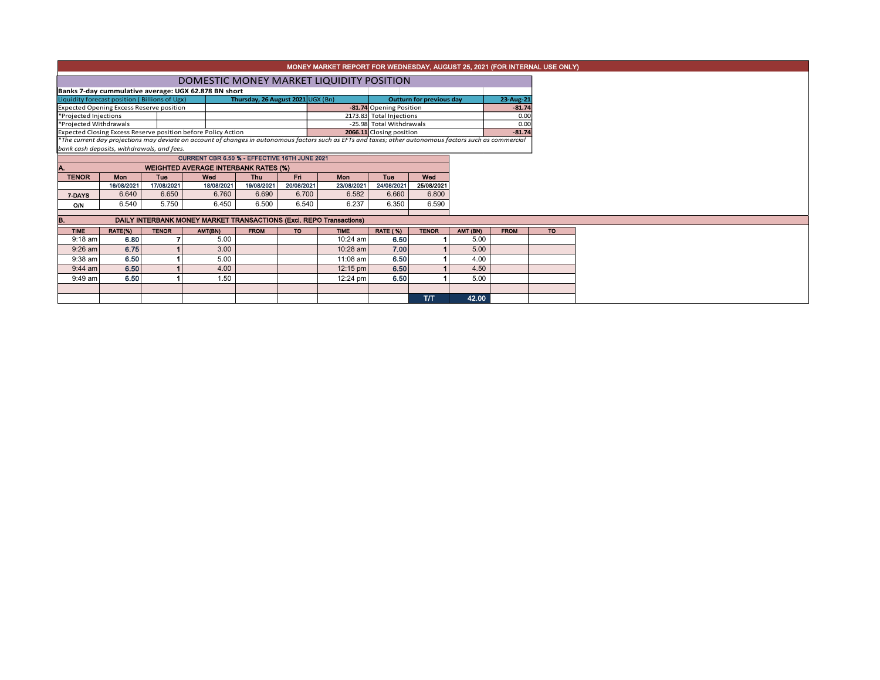# MONEY MARKET REPORT FOR WEDNESDAY, AUGUST 25, 2021 (FOR INTERNAL USE ONLY)

## DOMESTIC MONEY MARKET LIQUIDITY POSITION

**Banks 7-day cummulative average: UGX 62.878 BN short**

| Liquidity forecast position ( Billions of Ugx) | Thursday, 26 August 2021 UGX (Bn) | Outturn for previous day | 23-Aug-21 |
|---|---|---|---|
| Expected Opening Excess Reserve position | -81.74 | Opening Position | -81.74 |
| *Projected Injections | 2173.83 | Total Injections | 0.00 |
| *Projected Withdrawals | -25.98 | Total Withdrawals | 0.00 |
| Expected Closing Excess Reserve position before Policy Action | 2066.11 | Closing position | -81.74 |

*The current day projections may deviate on account of changes in autonomous factors such as EFTs and taxes; other autonomous factors such as commercial bank cash deposits, withdrawals, and fees.

CURRENT CBR 6.50 % - EFFECTIVE 16TH JUNE 2021

### A. WEIGHTED AVERAGE INTERBANK RATES (%)

| TENOR | Mon | Tue | Wed | Thu | Fri | Mon | Tue | Wed |
|---|---|---|---|---|---|---|---|---|
| | 16/08/2021 | 17/08/2021 | 18/08/2021 | 19/08/2021 | 20/08/2021 | 23/08/2021 | 24/08/2021 | 25/08/2021 |
| 7-DAYS | 6.640 | 6.650 | 6.760 | 6.690 | 6.700 | 6.582 | 6.660 | 6.800 |
| O/N | 6.540 | 5.750 | 6.450 | 6.500 | 6.540 | 6.237 | 6.350 | 6.590 |

### B. DAILY INTERBANK MONEY MARKET TRANSACTIONS (Excl. REPO Transactions)

| TIME | RATE(%) | TENOR | AMT(BN) | FROM | TO | TIME | RATE ( %) | TENOR | AMT (BN) | FROM | TO |
|---|---|---|---|---|---|---|---|---|---|---|---|
| 9:18 am | 6.80 | 7 | 5.00 | | | 10:24 am | 6.50 | 1 | 5.00 | | |
| 9:26 am | 6.75 | 1 | 3.00 | | | 10:28 am | 7.00 | 1 | 5.00 | | |
| 9:38 am | 6.50 | 1 | 5.00 | | | 11:08 am | 6.50 | 1 | 4.00 | | |
| 9:44 am | 6.50 | 1 | 4.00 | | | 12:15 pm | 6.50 | 1 | 4.50 | | |
| 9:49 am | 6.50 | 1 | 1.50 | | | 12:24 pm | 6.50 | 1 | 5.00 | | |
| | | | | | | | | T/T | 42.00 | | |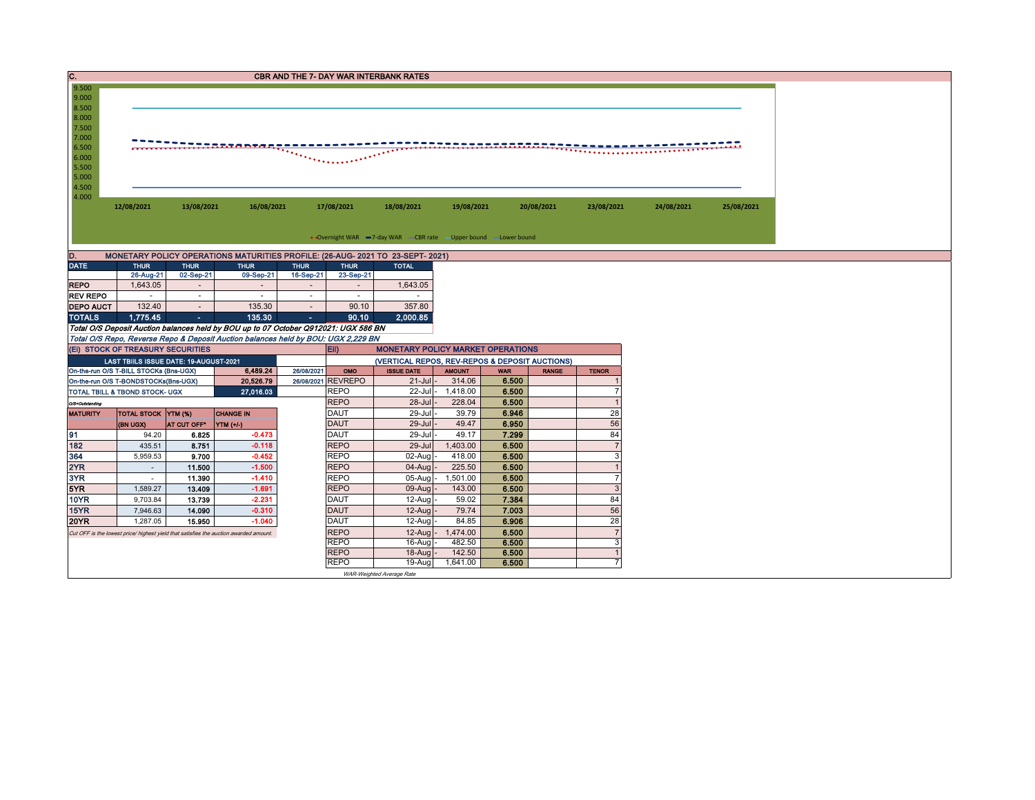## C. CBR AND THE 7- DAY WAR INTERBANK RATES

9.500
9.000
8.500
8.000
7.500
7.000
6.500
6.000
5.500
5.000
4.500
4.000

12/08/2021 13/08/2021 16/08/2021 17/08/2021 18/08/2021 19/08/2021 20/08/2021 23/08/2021 24/08/2021 25/08/2021

Overnight WAR — 7-day WAR — CBR rate — Upper bound — Lower bound

## D. MONETARY POLICY OPERATIONS MATURITIES PROFILE: (26-AUG- 2021 TO 23-SEPT- 2021)

| DATE | THUR | THUR | THUR | THUR | THUR | TOTAL |
|---|---|---|---|---|---|---|
| | 26-Aug-21 | 02-Sep-21 | 09-Sep-21 | 16-Sep-21 | 23-Sep-21 | |
| REPO | 1,643.05 | - | - | - | - | 1,643.05 |
| REV REPO | - | - | - | - | - | - |
| DEPO AUCT | 132.40 | - | 135.30 | - | 90.10 | 357.80 |
| TOTALS | 1,775.45 | - | 135.30 | - | 90.10 | 2,000.85 |

*Total O/S Deposit Auction balances held by BOU up to 07 October Q912021: UGX 586 BN*

*Total O/S Repo, Reverse Repo & Deposit Auction balances held by BOU: UGX 2,229 BN*

### (Ei) STOCK OF TREASURY SECURITIES

| LAST TBIILS ISSUE DATE: 19-AUGUST-2021 | | |
|---|---|---|
| On-the-run O/S T-BILL STOCKs (Bns-UGX) | 6,489.24 | 26/08/2021 |
| On-the-run O/S T-BONDSTOCKs(Bns-UGX) | 20,526.79 | 26/08/2021 |
| TOTAL TBILL & TBOND STOCK- UGX | 27,016.03 | |

O/S=Outstanding

| MATURITY | TOTAL STOCK (BN UGX) | YTM (%) AT CUT OFF* | CHANGE IN YTM (+/-) |
|---|---|---|---|
| 91 | 94.20 | 6.825 | -0.473 |
| 182 | 435.51 | 8.751 | -0.118 |
| 364 | 5,959.53 | 9.700 | -0.452 |
| 2YR | - | 11.500 | -1.500 |
| 3YR | - | 11.390 | -1.410 |
| 5YR | 1,589.27 | 13.409 | -1.691 |
| 10YR | 9,703.84 | 13.739 | -2.231 |
| 15YR | 7,946.63 | 14.090 | -0.310 |
| 20YR | 1,287.05 | 15.950 | -1.040 |

*Cut OFF is the lowest price/ highest yield that satisfies the auction awarded amount.*

### Eii) MONETARY POLICY MARKET OPERATIONS

(VERTICAL REPOS, REV-REPOS & DEPOSIT AUCTIONS)

| OMO | ISSUE DATE | AMOUNT | WAR | RANGE | TENOR |
|---|---|---|---|---|---|
| REVREPO | 21-Jul | 314.06 | 6.500 | | 1 |
| REPO | 22-Jul | 1,418.00 | 6.500 | | 7 |
| REPO | 28-Jul | 228.04 | 6.500 | | 1 |
| DAUT | 29-Jul | 39.79 | 6.946 | | 28 |
| DAUT | 29-Jul | 49.47 | 6.950 | | 56 |
| DAUT | 29-Jul | 49.17 | 7.299 | | 84 |
| REPO | 29-Jul | 1,403.00 | 6.500 | | 7 |
| REPO | 02-Aug | 418.00 | 6.500 | | 3 |
| REPO | 04-Aug | 225.50 | 6.500 | | 1 |
| REPO | 05-Aug | 1,501.00 | 6.500 | | 7 |
| REPO | 09-Aug | 143.00 | 6.500 | | 3 |
| DAUT | 12-Aug | 59.02 | 7.384 | | 84 |
| DAUT | 12-Aug | 79.74 | 7.003 | | 56 |
| DAUT | 12-Aug | 84.85 | 6.906 | | 28 |
| REPO | 12-Aug | 1,474.00 | 6.500 | | 7 |
| REPO | 16-Aug | 482.50 | 6.500 | | 3 |
| REPO | 18-Aug | 142.50 | 6.500 | | 1 |
| REPO | 19-Aug | 1,641.00 | 6.500 | | 7 |

*WAR-Weighted Average Rate*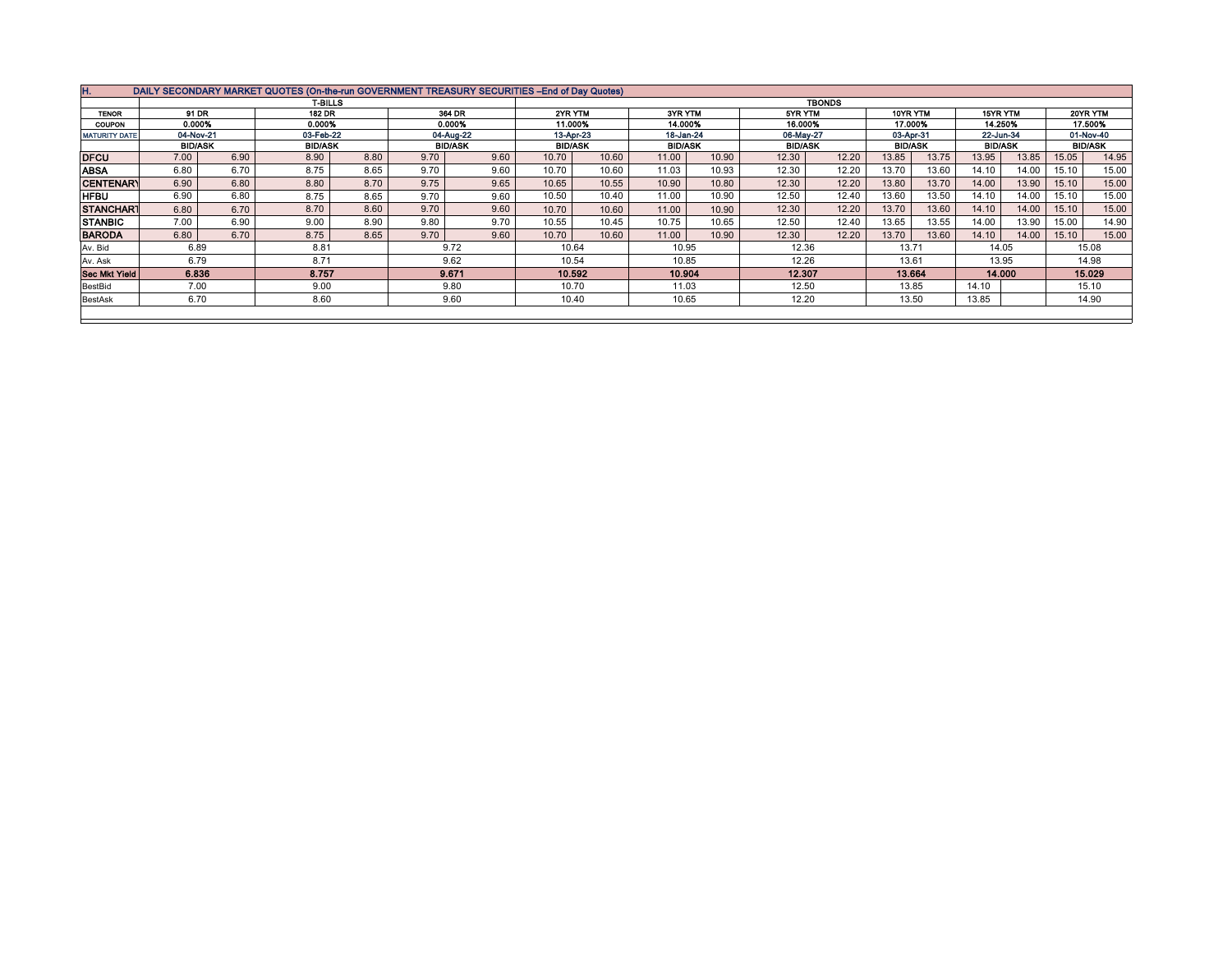## H. DAILY SECONDARY MARKET QUOTES (On-the-run GOVERNMENT TREASURY SECURITIES –End of Day Quotes)

| | T-BILLS | | | | | | TBONDS | | | | | | | | | | | | |
|---|---|---|---|---|---|---|---|---|---|---|---|---|---|---|---|---|---|---|---|
| **TENOR** | **91 DR** | | **182 DR** | | **364 DR** | | **2YR YTM** | | **3YR YTM** | | **5YR YTM** | | **10YR YTM** | | **15YR YTM** | | **20YR YTM** | |
| **COUPON** | **0.000%** | | **0.000%** | | **0.000%** | | **11.000%** | | **14.000%** | | **16.000%** | | **17.000%** | | **14.250%** | | **17.500%** | |
| **MATURITY DATE** | **04-Nov-21** | | **03-Feb-22** | | **04-Aug-22** | | **13-Apr-23** | | **18-Jan-24** | | **06-May-27** | | **03-Apr-31** | | **22-Jun-34** | | **01-Nov-40** | |
| | **BID/ASK** | | **BID/ASK** | | **BID/ASK** | | **BID/ASK** | | **BID/ASK** | | **BID/ASK** | | **BID/ASK** | | **BID/ASK** | | **BID/ASK** | |
| **DFCU** | 7.00 | 6.90 | 8.90 | 8.80 | 9.70 | 9.60 | 10.70 | 10.60 | 11.00 | 10.90 | 12.30 | 12.20 | 13.85 | 13.75 | 13.95 | 13.85 | 15.05 | 14.95 |
| **ABSA** | 6.80 | 6.70 | 8.75 | 8.65 | 9.70 | 9.60 | 10.70 | 10.60 | 11.03 | 10.93 | 12.30 | 12.20 | 13.70 | 13.60 | 14.10 | 14.00 | 15.10 | 15.00 |
| **CENTENARY** | 6.90 | 6.80 | 8.80 | 8.70 | 9.75 | 9.65 | 10.65 | 10.55 | 10.90 | 10.80 | 12.30 | 12.20 | 13.80 | 13.70 | 14.00 | 13.90 | 15.10 | 15.00 |
| **HFBU** | 6.90 | 6.80 | 8.75 | 8.65 | 9.70 | 9.60 | 10.50 | 10.40 | 11.00 | 10.90 | 12.50 | 12.40 | 13.60 | 13.50 | 14.10 | 14.00 | 15.10 | 15.00 |
| **STANCHART** | 6.80 | 6.70 | 8.70 | 8.60 | 9.70 | 9.60 | 10.70 | 10.60 | 11.00 | 10.90 | 12.30 | 12.20 | 13.70 | 13.60 | 14.10 | 14.00 | 15.10 | 15.00 |
| **STANBIC** | 7.00 | 6.90 | 9.00 | 8.90 | 9.80 | 9.70 | 10.55 | 10.45 | 10.75 | 10.65 | 12.50 | 12.40 | 13.65 | 13.55 | 14.00 | 13.90 | 15.00 | 14.90 |
| **BARODA** | 6.80 | 6.70 | 8.75 | 8.65 | 9.70 | 9.60 | 10.70 | 10.60 | 11.00 | 10.90 | 12.30 | 12.20 | 13.70 | 13.60 | 14.10 | 14.00 | 15.10 | 15.00 |
| Av. Bid | 6.89 | | 8.81 | | 9.72 | | 10.64 | | 10.95 | | 12.36 | | 13.71 | | 14.05 | | 15.08 | |
| Av. Ask | 6.79 | | 8.71 | | 9.62 | | 10.54 | | 10.85 | | 12.26 | | 13.61 | | 13.95 | | 14.98 | |
| **Sec Mkt Yield** | **6.836** | | **8.757** | | **9.671** | | **10.592** | | **10.904** | | **12.307** | | **13.664** | | **14.000** | | **15.029** | |
| BestBid | 7.00 | | 9.00 | | 9.80 | | 10.70 | | 11.03 | | 12.50 | | 13.85 | | 14.10 | | 15.10 | |
| BestAsk | 6.70 | | 8.60 | | 9.60 | | 10.40 | | 10.65 | | 12.20 | | 13.50 | | 13.85 | | 14.90 | |